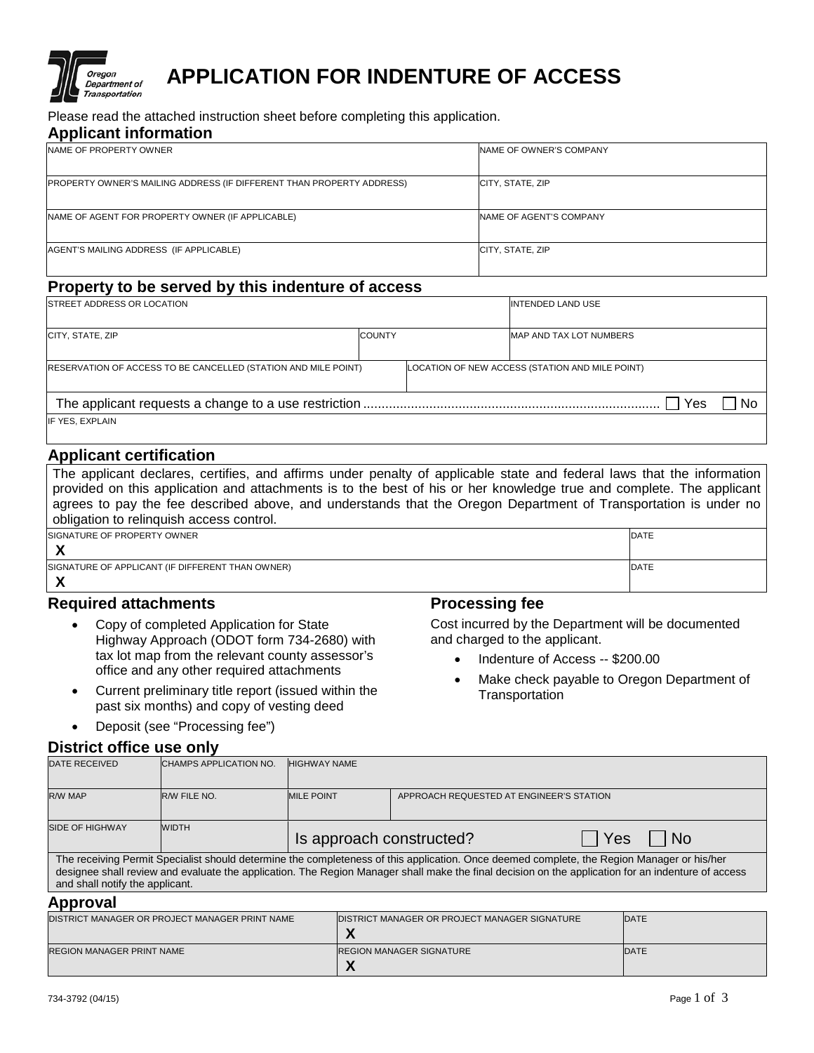# APPLICATION FOR INDENTURE OF ACCESS

Please read the attached instruction sheet before completing this application.

## Applicant information

| NAME OF PROPERTY OWNER | NAME OF OWNER'S COMPANY |
|---|---|
| PROPERTY OWNER'S MAILING ADDRESS (IF DIFFERENT THAN PROPERTY ADDRESS) | CITY, STATE, ZIP |
| NAME OF AGENT FOR PROPERTY OWNER (IF APPLICABLE) | NAME OF AGENT'S COMPANY |
| AGENT'S MAILING ADDRESS (IF APPLICABLE) | CITY, STATE, ZIP |

## Property to be served by this indenture of access

| STREET ADDRESS OR LOCATION | | INTENDED LAND USE |
|---|---|---|
| CITY, STATE, ZIP | COUNTY | MAP AND TAX LOT NUMBERS |
| RESERVATION OF ACCESS TO BE CANCELLED (STATION AND MILE POINT) | LOCATION OF NEW ACCESS (STATION AND MILE POINT) | |

The applicant requests a change to a use restriction ................ ☐ Yes ☐ No

IF YES, EXPLAIN

## Applicant certification

The applicant declares, certifies, and affirms under penalty of applicable state and federal laws that the information provided on this application and attachments is to the best of his or her knowledge true and complete. The applicant agrees to pay the fee described above, and understands that the Oregon Department of Transportation is under no obligation to relinquish access control.

| SIGNATURE OF PROPERTY OWNER | DATE |
|---|---|
| X | |
| SIGNATURE OF APPLICANT (IF DIFFERENT THAN OWNER) | DATE |
| X | |

## Required attachments

- Copy of completed Application for State Highway Approach (ODOT form 734-2680) with tax lot map from the relevant county assessor's office and any other required attachments
- Current preliminary title report (issued within the past six months) and copy of vesting deed
- Deposit (see "Processing fee")

## Processing fee

Cost incurred by the Department will be documented and charged to the applicant.

- Indenture of Access -- $200.00
- Make check payable to Oregon Department of Transportation

## District office use only

| DATE RECEIVED | CHAMPS APPLICATION NO. | HIGHWAY NAME | |
|---|---|---|---|
| R/W MAP | R/W FILE NO. | MILE POINT | APPROACH REQUESTED AT ENGINEER'S STATION |
| SIDE OF HIGHWAY | WIDTH | Is approach constructed? ☐ Yes ☐ No | |

The receiving Permit Specialist should determine the completeness of this application. Once deemed complete, the Region Manager or his/her designee shall review and evaluate the application. The Region Manager shall make the final decision on the application for an indenture of access and shall notify the applicant.

## Approval

| DISTRICT MANAGER OR PROJECT MANAGER PRINT NAME | DISTRICT MANAGER OR PROJECT MANAGER SIGNATURE | DATE |
|---|---|---|
| | X | |
| REGION MANAGER PRINT NAME | REGION MANAGER SIGNATURE | DATE |
| | X | |

734-3792 (04/15)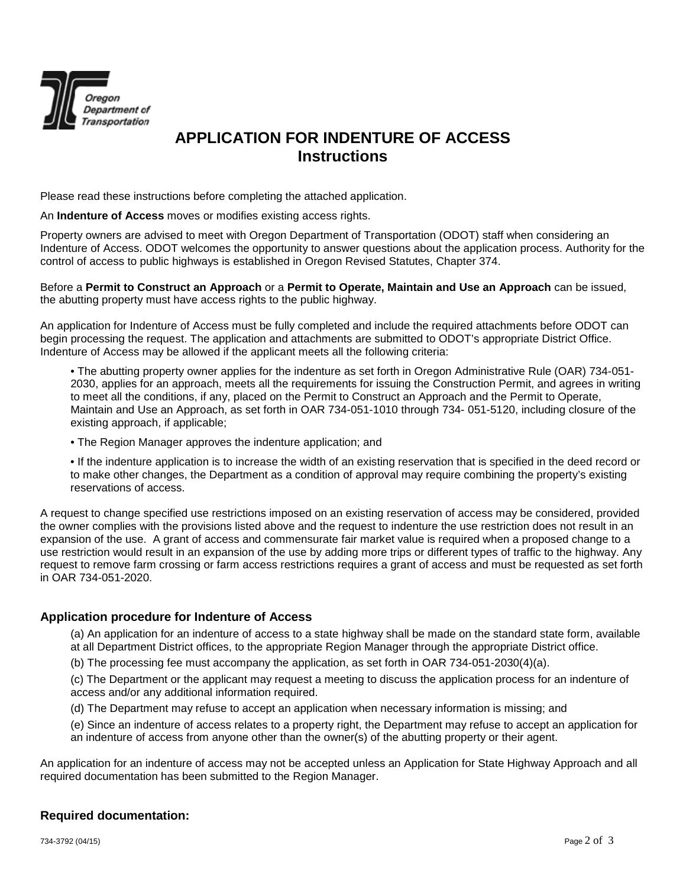# APPLICATION FOR INDENTURE OF ACCESS
## Instructions

Please read these instructions before completing the attached application.

An **Indenture of Access** moves or modifies existing access rights.

Property owners are advised to meet with Oregon Department of Transportation (ODOT) staff when considering an Indenture of Access. ODOT welcomes the opportunity to answer questions about the application process. Authority for the control of access to public highways is established in Oregon Revised Statutes, Chapter 374.

Before a **Permit to Construct an Approach** or a **Permit to Operate, Maintain and Use an Approach** can be issued, the abutting property must have access rights to the public highway.

An application for Indenture of Access must be fully completed and include the required attachments before ODOT can begin processing the request. The application and attachments are submitted to ODOT's appropriate District Office. Indenture of Access may be allowed if the applicant meets all the following criteria:

- The abutting property owner applies for the indenture as set forth in Oregon Administrative Rule (OAR) 734-051-2030, applies for an approach, meets all the requirements for issuing the Construction Permit, and agrees in writing to meet all the conditions, if any, placed on the Permit to Construct an Approach and the Permit to Operate, Maintain and Use an Approach, as set forth in OAR 734-051-1010 through 734- 051-5120, including closure of the existing approach, if applicable;
- The Region Manager approves the indenture application; and
- If the indenture application is to increase the width of an existing reservation that is specified in the deed record or to make other changes, the Department as a condition of approval may require combining the property's existing reservations of access.

A request to change specified use restrictions imposed on an existing reservation of access may be considered, provided the owner complies with the provisions listed above and the request to indenture the use restriction does not result in an expansion of the use. A grant of access and commensurate fair market value is required when a proposed change to a use restriction would result in an expansion of the use by adding more trips or different types of traffic to the highway. Any request to remove farm crossing or farm access restrictions requires a grant of access and must be requested as set forth in OAR 734-051-2020.

### Application procedure for Indenture of Access

(a) An application for an indenture of access to a state highway shall be made on the standard state form, available at all Department District offices, to the appropriate Region Manager through the appropriate District office.

(b) The processing fee must accompany the application, as set forth in OAR 734-051-2030(4)(a).

(c) The Department or the applicant may request a meeting to discuss the application process for an indenture of access and/or any additional information required.

(d) The Department may refuse to accept an application when necessary information is missing; and

(e) Since an indenture of access relates to a property right, the Department may refuse to accept an application for an indenture of access from anyone other than the owner(s) of the abutting property or their agent.

An application for an indenture of access may not be accepted unless an Application for State Highway Approach and all required documentation has been submitted to the Region Manager.

### Required documentation: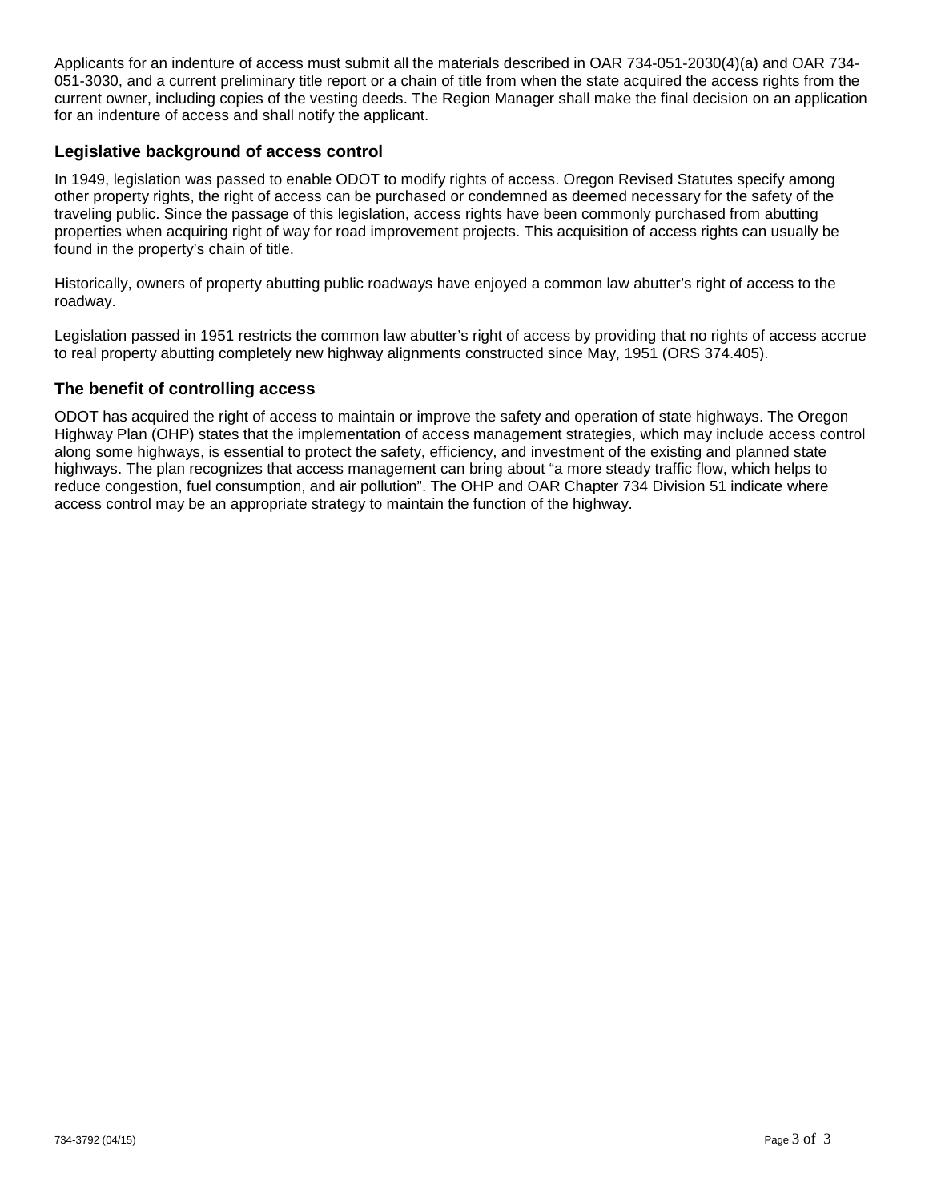Applicants for an indenture of access must submit all the materials described in OAR 734-051-2030(4)(a) and OAR 734-051-3030, and a current preliminary title report or a chain of title from when the state acquired the access rights from the current owner, including copies of the vesting deeds. The Region Manager shall make the final decision on an application for an indenture of access and shall notify the applicant.

## Legislative background of access control

In 1949, legislation was passed to enable ODOT to modify rights of access. Oregon Revised Statutes specify among other property rights, the right of access can be purchased or condemned as deemed necessary for the safety of the traveling public. Since the passage of this legislation, access rights have been commonly purchased from abutting properties when acquiring right of way for road improvement projects. This acquisition of access rights can usually be found in the property's chain of title.

Historically, owners of property abutting public roadways have enjoyed a common law abutter's right of access to the roadway.

Legislation passed in 1951 restricts the common law abutter's right of access by providing that no rights of access accrue to real property abutting completely new highway alignments constructed since May, 1951 (ORS 374.405).

## The benefit of controlling access

ODOT has acquired the right of access to maintain or improve the safety and operation of state highways. The Oregon Highway Plan (OHP) states that the implementation of access management strategies, which may include access control along some highways, is essential to protect the safety, efficiency, and investment of the existing and planned state highways. The plan recognizes that access management can bring about "a more steady traffic flow, which helps to reduce congestion, fuel consumption, and air pollution". The OHP and OAR Chapter 734 Division 51 indicate where access control may be an appropriate strategy to maintain the function of the highway.

734-3792 (04/15)